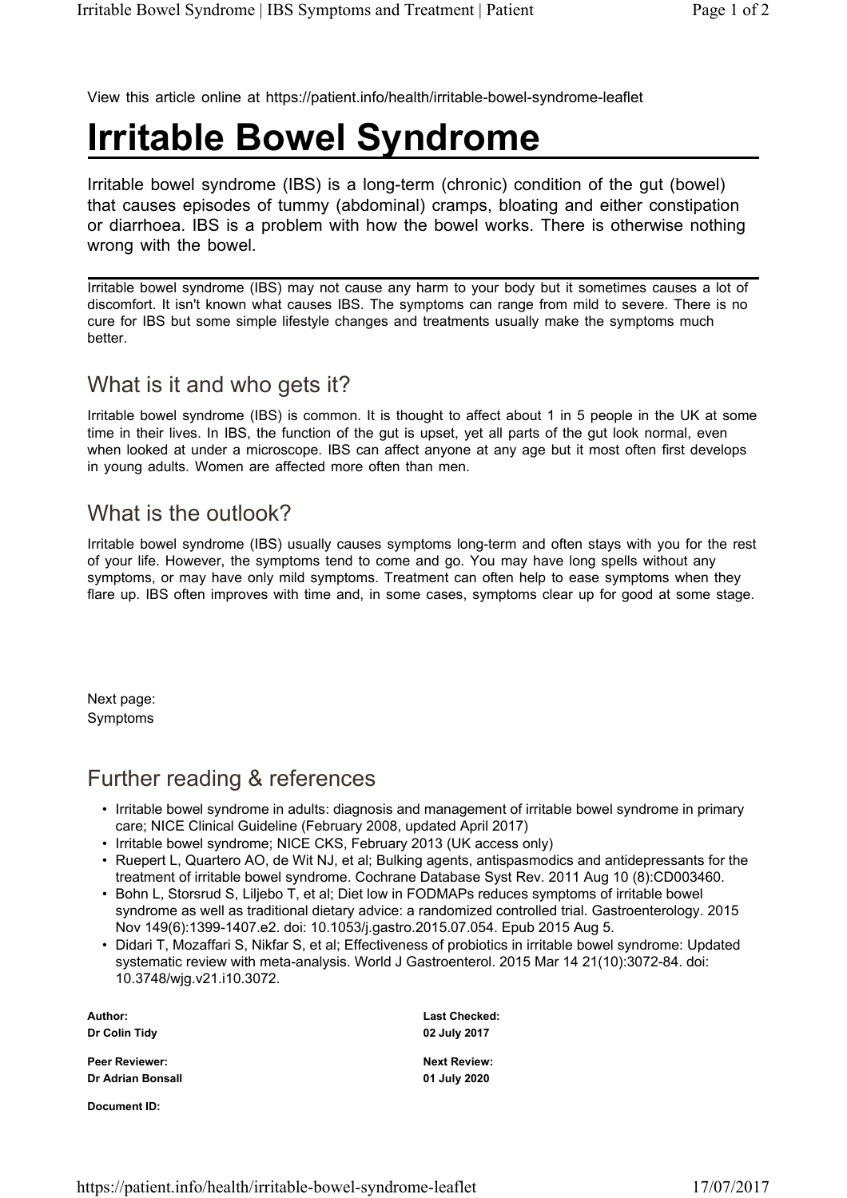View this article online at https://patient.info/health/irritable-bowel-syndrome-leaflet

# Irritable Bowel Syndrome

Irritable bowel syndrome (IBS) is a long-term (chronic) condition of the gut (bowel) that causes episodes of tummy (abdominal) cramps, bloating and either constipation or diarrhoea. IBS is a problem with how the bowel works. There is otherwise nothing wrong with the bowel.

Irritable bowel syndrome (IBS) may not cause any harm to your body but it sometimes causes a lot of discomfort. It isn't known what causes IBS. The symptoms can range from mild to severe. There is no cure for IBS but some simple lifestyle changes and treatments usually make the symptoms much better.

## What is it and who gets it?

Irritable bowel syndrome (IBS) is common. It is thought to affect about 1 in 5 people in the UK at some time in their lives. In IBS, the function of the gut is upset, yet all parts of the gut look normal, even when looked at under a microscope. IBS can affect anyone at any age but it most often first develops in young adults. Women are affected more often than men.

## What is the outlook?

Irritable bowel syndrome (IBS) usually causes symptoms long-term and often stays with you for the rest of your life. However, the symptoms tend to come and go. You may have long spells without any symptoms, or may have only mild symptoms. Treatment can often help to ease symptoms when they flare up. IBS often improves with time and, in some cases, symptoms clear up for good at some stage.

Next page:
Symptoms

## Further reading & references

- Irritable bowel syndrome in adults: diagnosis and management of irritable bowel syndrome in primary care; NICE Clinical Guideline (February 2008, updated April 2017)
- Irritable bowel syndrome; NICE CKS, February 2013 (UK access only)
- Ruepert L, Quartero AO, de Wit NJ, et al; Bulking agents, antispasmodics and antidepressants for the treatment of irritable bowel syndrome. Cochrane Database Syst Rev. 2011 Aug 10 (8):CD003460.
- Bohn L, Storsrud S, Liljebo T, et al; Diet low in FODMAPs reduces symptoms of irritable bowel syndrome as well as traditional dietary advice: a randomized controlled trial. Gastroenterology. 2015 Nov 149(6):1399-1407.e2. doi: 10.1053/j.gastro.2015.07.054. Epub 2015 Aug 5.
- Didari T, Mozaffari S, Nikfar S, et al; Effectiveness of probiotics in irritable bowel syndrome: Updated systematic review with meta-analysis. World J Gastroenterol. 2015 Mar 14 21(10):3072-84. doi: 10.3748/wjg.v21.i10.3072.

**Author:**
**Dr Colin Tidy**

**Peer Reviewer:**
**Dr Adrian Bonsall**

**Document ID:**

**Last Checked:**
**02 July 2017**

**Next Review:**
**01 July 2020**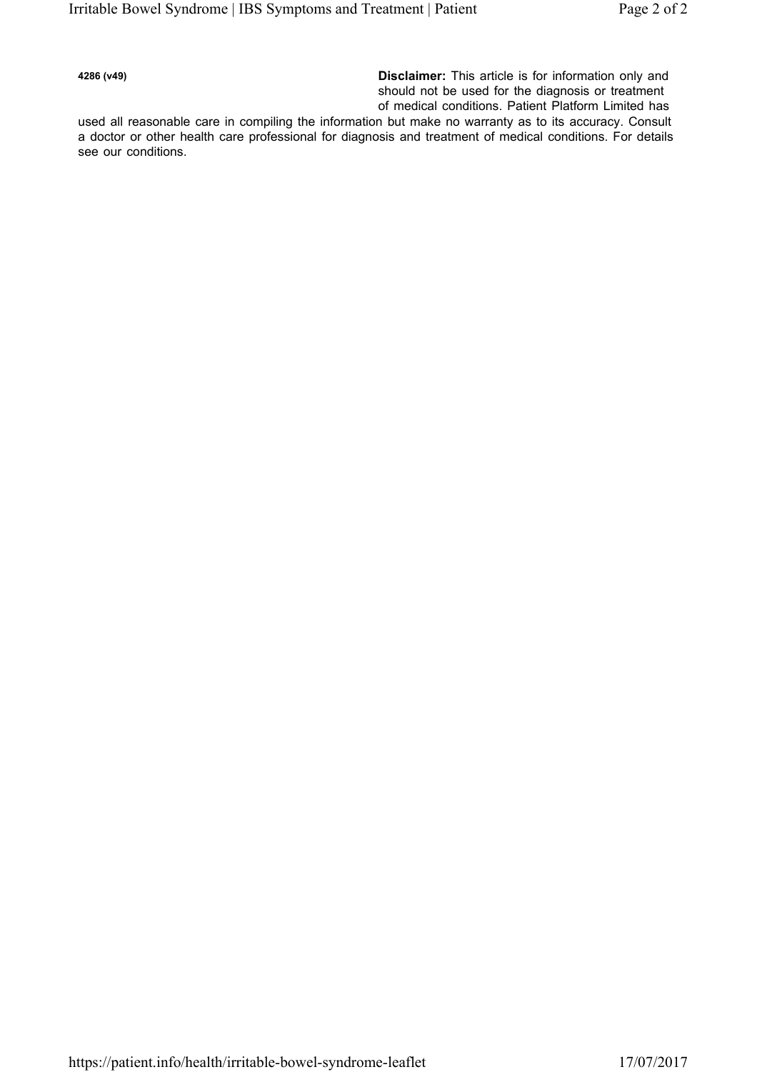**4286 (v49)**

**Disclaimer:** This article is for information only and should not be used for the diagnosis or treatment of medical conditions. Patient Platform Limited has used all reasonable care in compiling the information but make no warranty as to its accuracy. Consult a doctor or other health care professional for diagnosis and treatment of medical conditions. For details see our conditions.